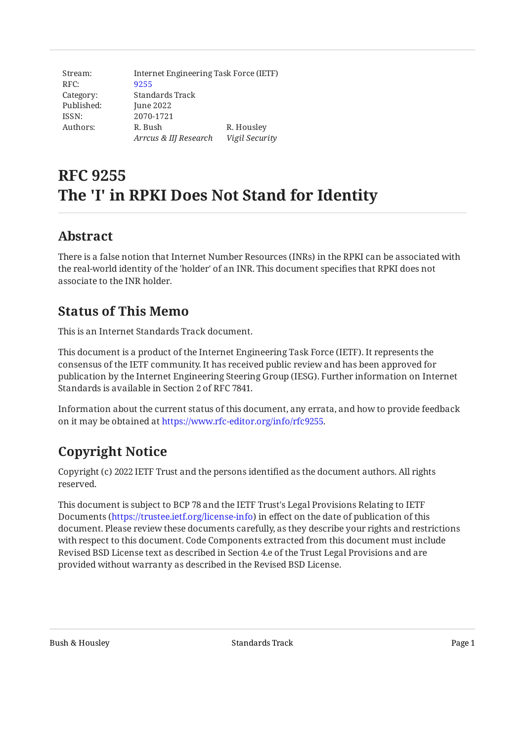| | | |
|---|---|---|
| Stream: | Internet Engineering Task Force (IETF) | |
| RFC: | 9255 | |
| Category: | Standards Track | |
| Published: | June 2022 | |
| ISSN: | 2070-1721 | |
| Authors: | R. Bush | R. Housley |
| | *Arrcus & IIJ Research* | *Vigil Security* |

# RFC 9255
# The 'I' in RPKI Does Not Stand for Identity

## Abstract

There is a false notion that Internet Number Resources (INRs) in the RPKI can be associated with the real-world identity of the 'holder' of an INR. This document specifies that RPKI does not associate to the INR holder.

## Status of This Memo

This is an Internet Standards Track document.

This document is a product of the Internet Engineering Task Force (IETF). It represents the consensus of the IETF community. It has received public review and has been approved for publication by the Internet Engineering Steering Group (IESG). Further information on Internet Standards is available in Section 2 of RFC 7841.

Information about the current status of this document, any errata, and how to provide feedback on it may be obtained at https://www.rfc-editor.org/info/rfc9255.

## Copyright Notice

Copyright (c) 2022 IETF Trust and the persons identified as the document authors. All rights reserved.

This document is subject to BCP 78 and the IETF Trust's Legal Provisions Relating to IETF Documents (https://trustee.ietf.org/license-info) in effect on the date of publication of this document. Please review these documents carefully, as they describe your rights and restrictions with respect to this document. Code Components extracted from this document must include Revised BSD License text as described in Section 4.e of the Trust Legal Provisions and are provided without warranty as described in the Revised BSD License.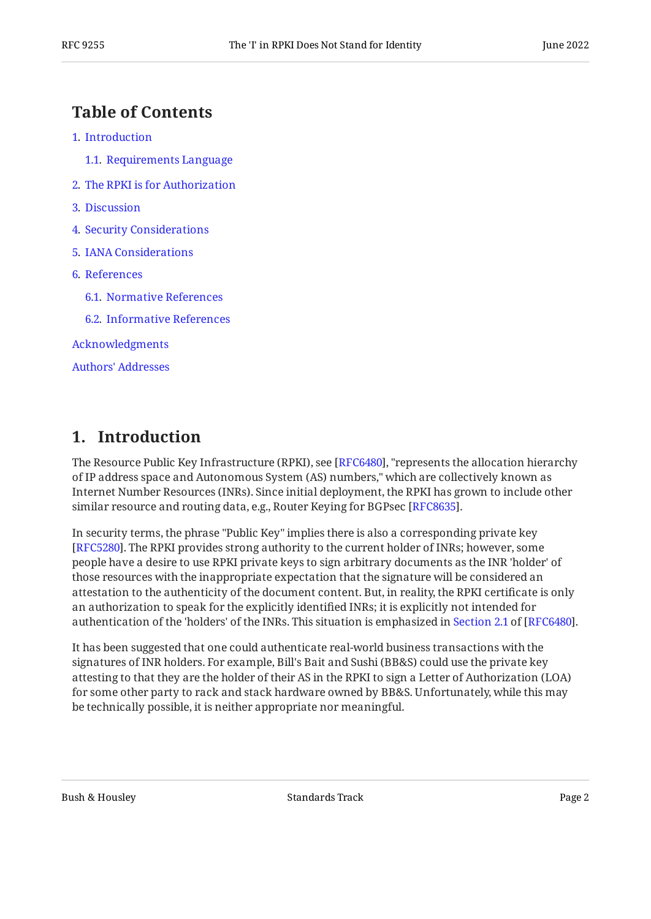## Table of Contents

1. Introduction
   - 1.1. Requirements Language
2. The RPKI is for Authorization
3. Discussion
4. Security Considerations
5. IANA Considerations
6. References
   - 6.1. Normative References
   - 6.2. Informative References

Acknowledgments

Authors' Addresses

## 1. Introduction

The Resource Public Key Infrastructure (RPKI), see [RFC6480], "represents the allocation hierarchy of IP address space and Autonomous System (AS) numbers," which are collectively known as Internet Number Resources (INRs). Since initial deployment, the RPKI has grown to include other similar resource and routing data, e.g., Router Keying for BGPsec [RFC8635].

In security terms, the phrase "Public Key" implies there is also a corresponding private key [RFC5280]. The RPKI provides strong authority to the current holder of INRs; however, some people have a desire to use RPKI private keys to sign arbitrary documents as the INR 'holder' of those resources with the inappropriate expectation that the signature will be considered an attestation to the authenticity of the document content. But, in reality, the RPKI certificate is only an authorization to speak for the explicitly identified INRs; it is explicitly not intended for authentication of the 'holders' of the INRs. This situation is emphasized in Section 2.1 of [RFC6480].

It has been suggested that one could authenticate real-world business transactions with the signatures of INR holders. For example, Bill's Bait and Sushi (BB&S) could use the private key attesting to that they are the holder of their AS in the RPKI to sign a Letter of Authorization (LOA) for some other party to rack and stack hardware owned by BB&S. Unfortunately, while this may be technically possible, it is neither appropriate nor meaningful.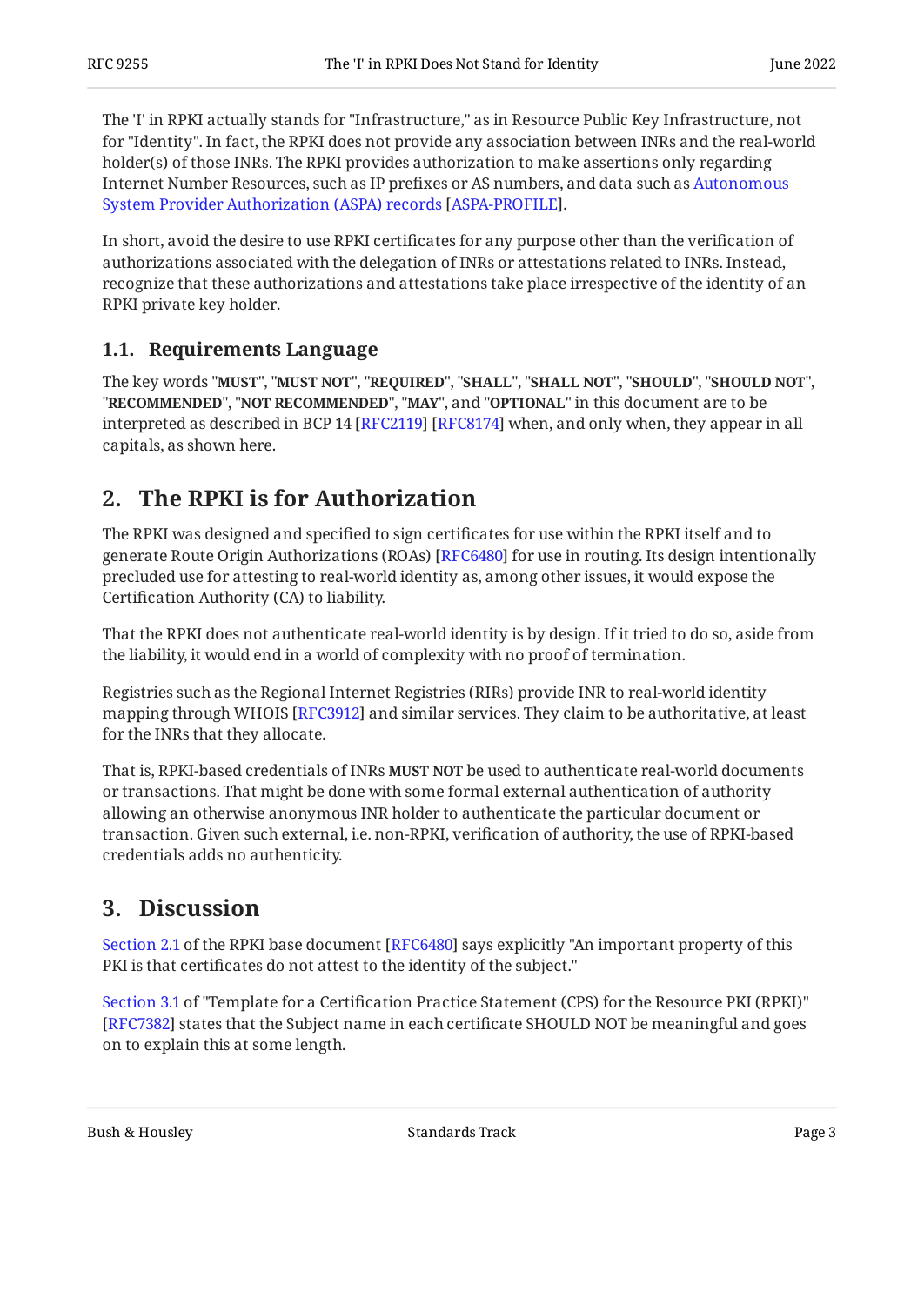The 'I' in RPKI actually stands for "Infrastructure," as in Resource Public Key Infrastructure, not for "Identity". In fact, the RPKI does not provide any association between INRs and the real-world holder(s) of those INRs. The RPKI provides authorization to make assertions only regarding Internet Number Resources, such as IP prefixes or AS numbers, and data such as Autonomous System Provider Authorization (ASPA) records [ASPA-PROFILE].

In short, avoid the desire to use RPKI certificates for any purpose other than the verification of authorizations associated with the delegation of INRs or attestations related to INRs. Instead, recognize that these authorizations and attestations take place irrespective of the identity of an RPKI private key holder.

### 1.1. Requirements Language

The key words "**MUST**", "**MUST NOT**", "**REQUIRED**", "**SHALL**", "**SHALL NOT**", "**SHOULD**", "**SHOULD NOT**", "**RECOMMENDED**", "**NOT RECOMMENDED**", "**MAY**", and "**OPTIONAL**" in this document are to be interpreted as described in BCP 14 [RFC2119] [RFC8174] when, and only when, they appear in all capitals, as shown here.

## 2. The RPKI is for Authorization

The RPKI was designed and specified to sign certificates for use within the RPKI itself and to generate Route Origin Authorizations (ROAs) [RFC6480] for use in routing. Its design intentionally precluded use for attesting to real-world identity as, among other issues, it would expose the Certification Authority (CA) to liability.

That the RPKI does not authenticate real-world identity is by design. If it tried to do so, aside from the liability, it would end in a world of complexity with no proof of termination.

Registries such as the Regional Internet Registries (RIRs) provide INR to real-world identity mapping through WHOIS [RFC3912] and similar services. They claim to be authoritative, at least for the INRs that they allocate.

That is, RPKI-based credentials of INRs **MUST NOT** be used to authenticate real-world documents or transactions. That might be done with some formal external authentication of authority allowing an otherwise anonymous INR holder to authenticate the particular document or transaction. Given such external, i.e. non-RPKI, verification of authority, the use of RPKI-based credentials adds no authenticity.

## 3. Discussion

Section 2.1 of the RPKI base document [RFC6480] says explicitly "An important property of this PKI is that certificates do not attest to the identity of the subject."

Section 3.1 of "Template for a Certification Practice Statement (CPS) for the Resource PKI (RPKI)" [RFC7382] states that the Subject name in each certificate SHOULD NOT be meaningful and goes on to explain this at some length.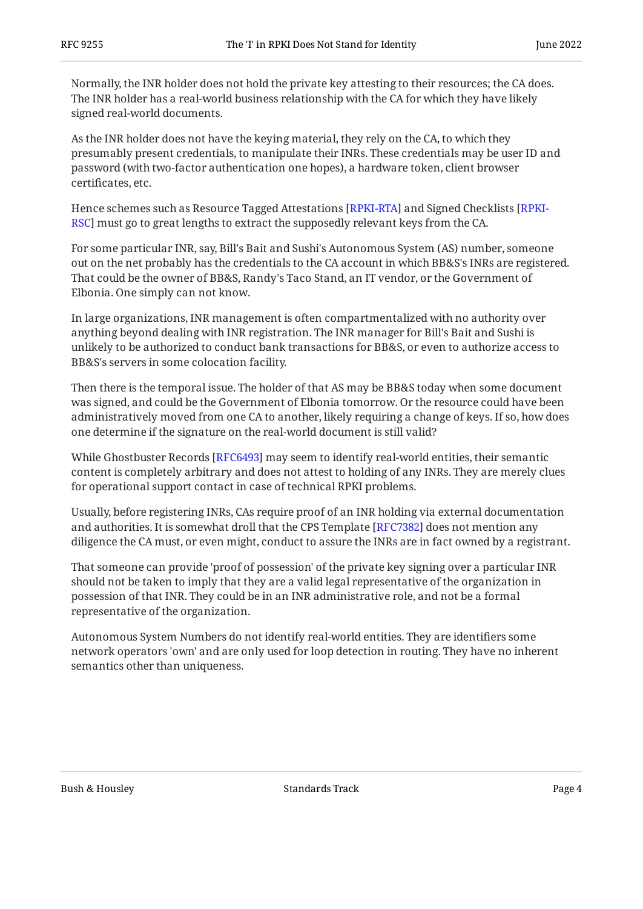Normally, the INR holder does not hold the private key attesting to their resources; the CA does. The INR holder has a real-world business relationship with the CA for which they have likely signed real-world documents.

As the INR holder does not have the keying material, they rely on the CA, to which they presumably present credentials, to manipulate their INRs. These credentials may be user ID and password (with two-factor authentication one hopes), a hardware token, client browser certificates, etc.

Hence schemes such as Resource Tagged Attestations [RPKI-RTA] and Signed Checklists [RPKI-RSC] must go to great lengths to extract the supposedly relevant keys from the CA.

For some particular INR, say, Bill's Bait and Sushi's Autonomous System (AS) number, someone out on the net probably has the credentials to the CA account in which BB&S's INRs are registered. That could be the owner of BB&S, Randy's Taco Stand, an IT vendor, or the Government of Elbonia. One simply can not know.

In large organizations, INR management is often compartmentalized with no authority over anything beyond dealing with INR registration. The INR manager for Bill's Bait and Sushi is unlikely to be authorized to conduct bank transactions for BB&S, or even to authorize access to BB&S's servers in some colocation facility.

Then there is the temporal issue. The holder of that AS may be BB&S today when some document was signed, and could be the Government of Elbonia tomorrow. Or the resource could have been administratively moved from one CA to another, likely requiring a change of keys. If so, how does one determine if the signature on the real-world document is still valid?

While Ghostbuster Records [RFC6493] may seem to identify real-world entities, their semantic content is completely arbitrary and does not attest to holding of any INRs. They are merely clues for operational support contact in case of technical RPKI problems.

Usually, before registering INRs, CAs require proof of an INR holding via external documentation and authorities. It is somewhat droll that the CPS Template [RFC7382] does not mention any diligence the CA must, or even might, conduct to assure the INRs are in fact owned by a registrant.

That someone can provide 'proof of possession' of the private key signing over a particular INR should not be taken to imply that they are a valid legal representative of the organization in possession of that INR. They could be in an INR administrative role, and not be a formal representative of the organization.

Autonomous System Numbers do not identify real-world entities. They are identifiers some network operators 'own' and are only used for loop detection in routing. They have no inherent semantics other than uniqueness.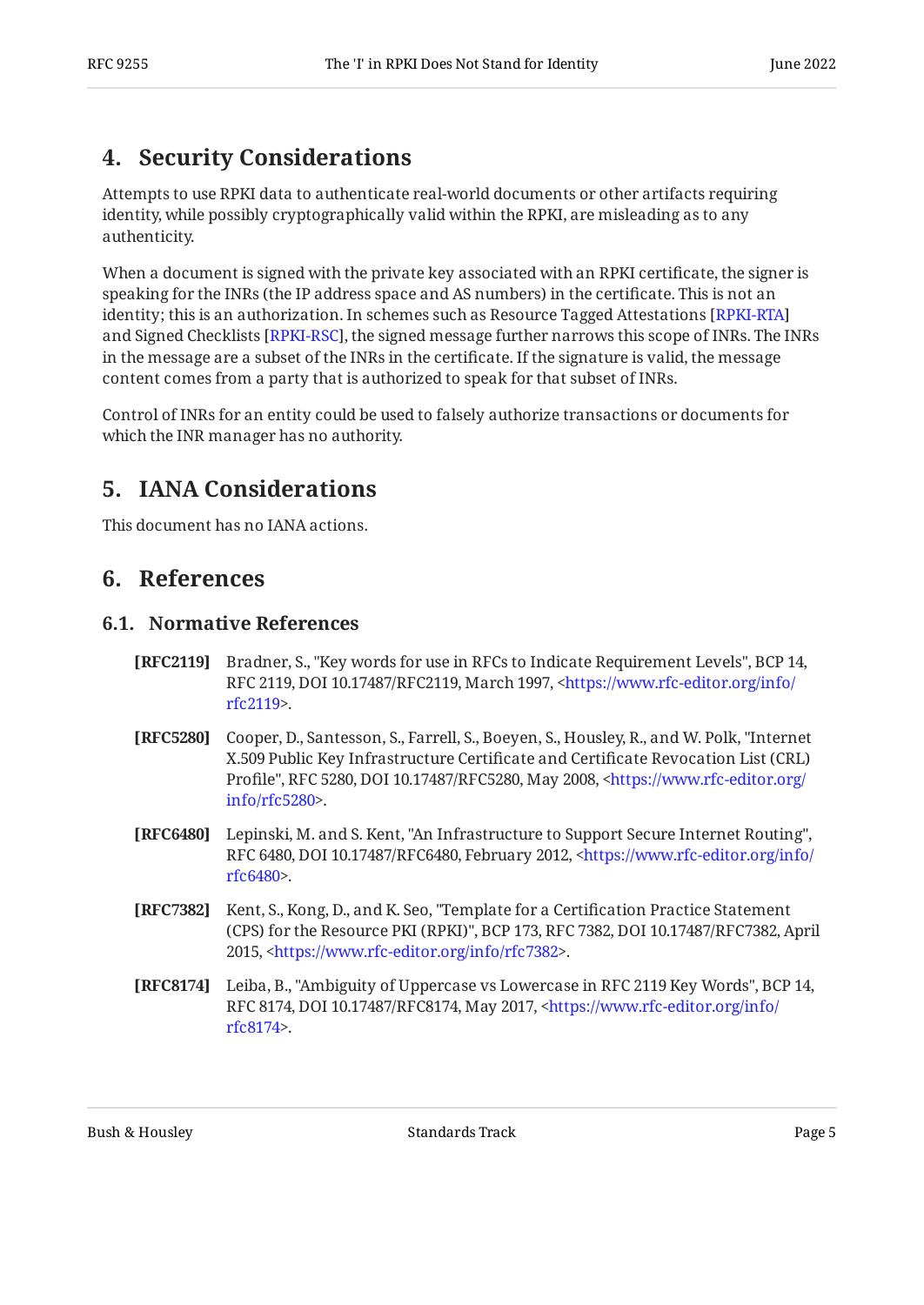## 4. Security Considerations

Attempts to use RPKI data to authenticate real-world documents or other artifacts requiring identity, while possibly cryptographically valid within the RPKI, are misleading as to any authenticity.

When a document is signed with the private key associated with an RPKI certificate, the signer is speaking for the INRs (the IP address space and AS numbers) in the certificate. This is not an identity; this is an authorization. In schemes such as Resource Tagged Attestations [RPKI-RTA] and Signed Checklists [RPKI-RSC], the signed message further narrows this scope of INRs. The INRs in the message are a subset of the INRs in the certificate. If the signature is valid, the message content comes from a party that is authorized to speak for that subset of INRs.

Control of INRs for an entity could be used to falsely authorize transactions or documents for which the INR manager has no authority.

## 5. IANA Considerations

This document has no IANA actions.

## 6. References

### 6.1. Normative References

**[RFC2119]** Bradner, S., "Key words for use in RFCs to Indicate Requirement Levels", BCP 14, RFC 2119, DOI 10.17487/RFC2119, March 1997, <https://www.rfc-editor.org/info/rfc2119>.

**[RFC5280]** Cooper, D., Santesson, S., Farrell, S., Boeyen, S., Housley, R., and W. Polk, "Internet X.509 Public Key Infrastructure Certificate and Certificate Revocation List (CRL) Profile", RFC 5280, DOI 10.17487/RFC5280, May 2008, <https://www.rfc-editor.org/info/rfc5280>.

**[RFC6480]** Lepinski, M. and S. Kent, "An Infrastructure to Support Secure Internet Routing", RFC 6480, DOI 10.17487/RFC6480, February 2012, <https://www.rfc-editor.org/info/rfc6480>.

**[RFC7382]** Kent, S., Kong, D., and K. Seo, "Template for a Certification Practice Statement (CPS) for the Resource PKI (RPKI)", BCP 173, RFC 7382, DOI 10.17487/RFC7382, April 2015, <https://www.rfc-editor.org/info/rfc7382>.

**[RFC8174]** Leiba, B., "Ambiguity of Uppercase vs Lowercase in RFC 2119 Key Words", BCP 14, RFC 8174, DOI 10.17487/RFC8174, May 2017, <https://www.rfc-editor.org/info/rfc8174>.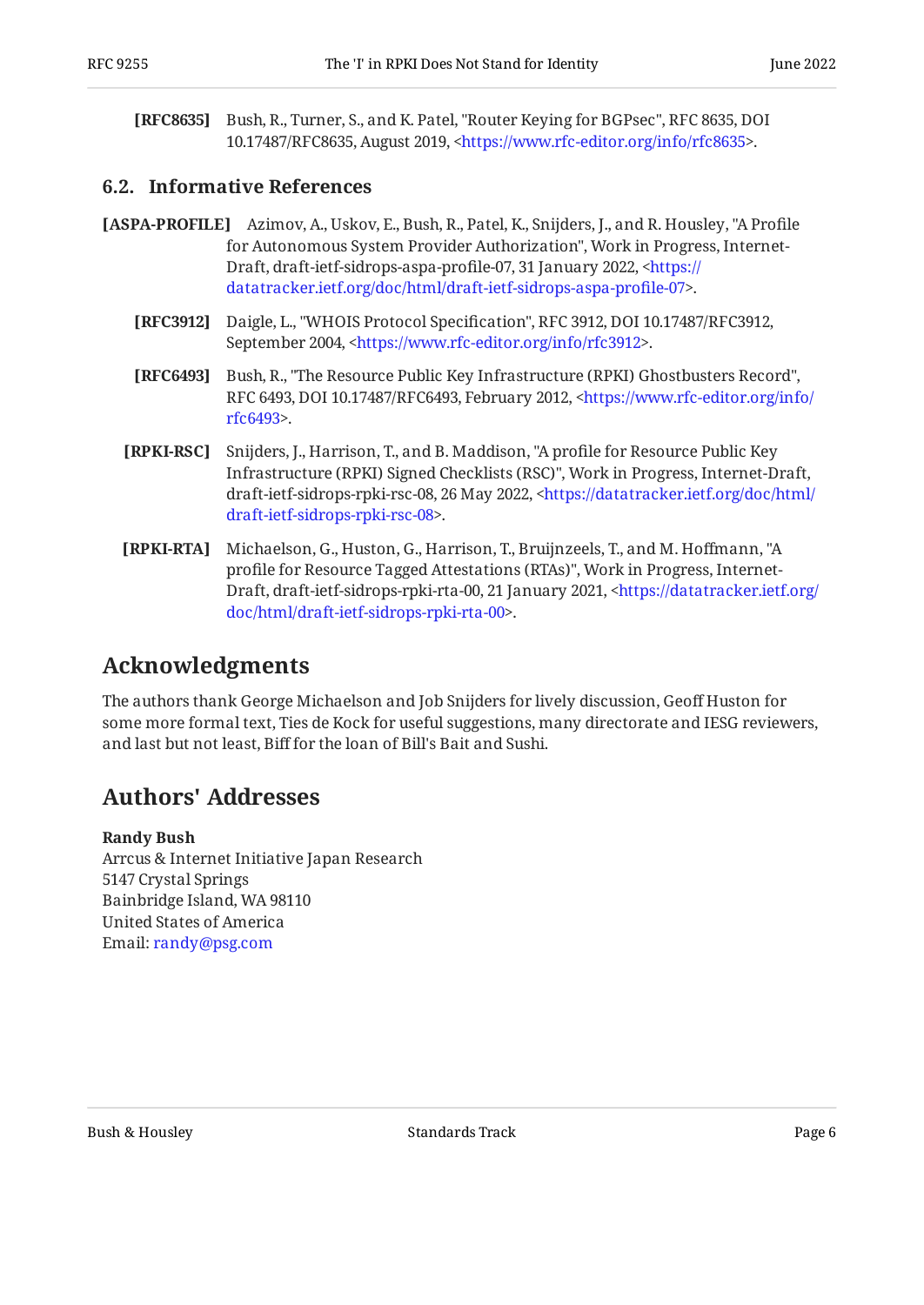**[RFC8635]** Bush, R., Turner, S., and K. Patel, "Router Keying for BGPsec", RFC 8635, DOI 10.17487/RFC8635, August 2019, <https://www.rfc-editor.org/info/rfc8635>.

### 6.2. Informative References

**[ASPA-PROFILE]** Azimov, A., Uskov, E., Bush, R., Patel, K., Snijders, J., and R. Housley, "A Profile for Autonomous System Provider Authorization", Work in Progress, Internet-Draft, draft-ietf-sidrops-aspa-profile-07, 31 January 2022, <https://datatracker.ietf.org/doc/html/draft-ietf-sidrops-aspa-profile-07>.

**[RFC3912]** Daigle, L., "WHOIS Protocol Specification", RFC 3912, DOI 10.17487/RFC3912, September 2004, <https://www.rfc-editor.org/info/rfc3912>.

**[RFC6493]** Bush, R., "The Resource Public Key Infrastructure (RPKI) Ghostbusters Record", RFC 6493, DOI 10.17487/RFC6493, February 2012, <https://www.rfc-editor.org/info/rfc6493>.

**[RPKI-RSC]** Snijders, J., Harrison, T., and B. Maddison, "A profile for Resource Public Key Infrastructure (RPKI) Signed Checklists (RSC)", Work in Progress, Internet-Draft, draft-ietf-sidrops-rpki-rsc-08, 26 May 2022, <https://datatracker.ietf.org/doc/html/draft-ietf-sidrops-rpki-rsc-08>.

**[RPKI-RTA]** Michaelson, G., Huston, G., Harrison, T., Bruijnzeels, T., and M. Hoffmann, "A profile for Resource Tagged Attestations (RTAs)", Work in Progress, Internet-Draft, draft-ietf-sidrops-rpki-rta-00, 21 January 2021, <https://datatracker.ietf.org/doc/html/draft-ietf-sidrops-rpki-rta-00>.

## Acknowledgments

The authors thank George Michaelson and Job Snijders for lively discussion, Geoff Huston for some more formal text, Ties de Kock for useful suggestions, many directorate and IESG reviewers, and last but not least, Biff for the loan of Bill's Bait and Sushi.

## Authors' Addresses

**Randy Bush**
Arrcus & Internet Initiative Japan Research
5147 Crystal Springs
Bainbridge Island, WA 98110
United States of America
Email: randy@psg.com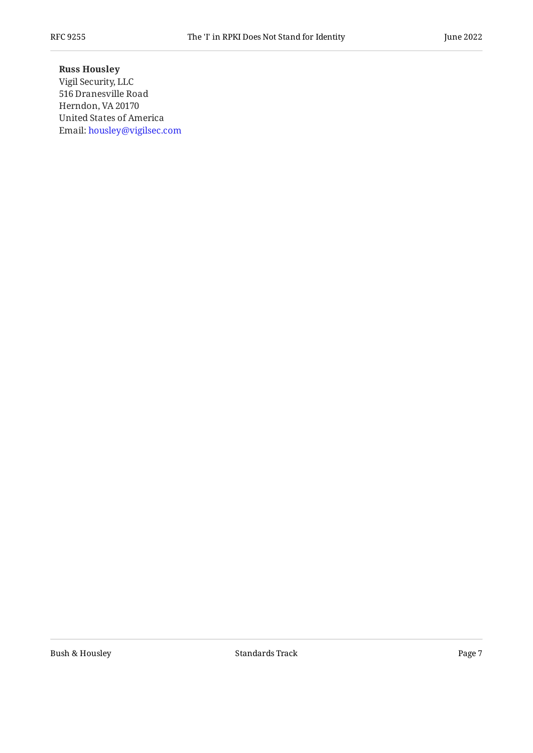**Russ Housley**
Vigil Security, LLC
516 Dranesville Road
Herndon, VA 20170
United States of America
Email: housley@vigilsec.com